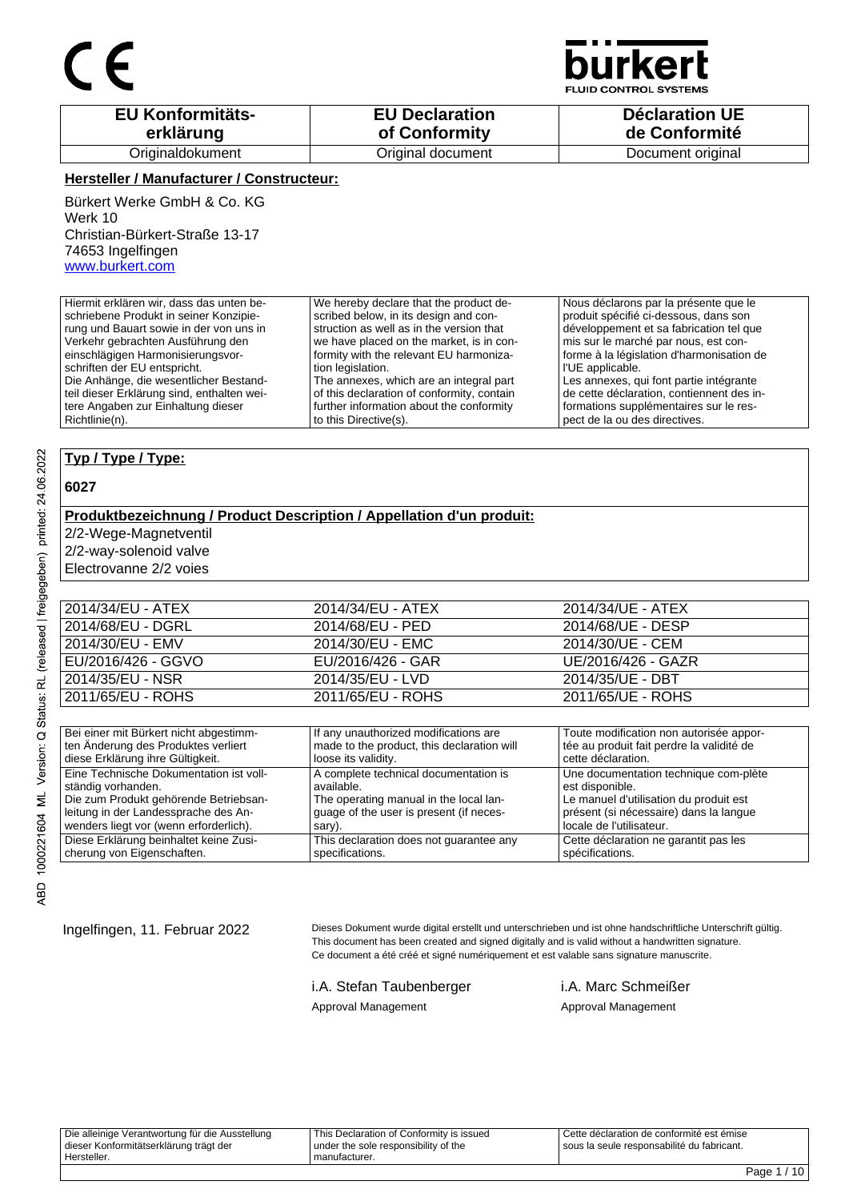CE

bürkert
FLUID CONTROL SYSTEMS

| EU Konformitäts-erklärung | EU Declaration of Conformity | Déclaration UE de Conformité |
|---|---|---|
| Originaldokument | Original document | Document original |

**Hersteller / Manufacturer / Constructeur:**

Bürkert Werke GmbH & Co. KG
Werk 10
Christian-Bürkert-Straße 13-17
74653 Ingelfingen
www.burkert.com

| | | |
|---|---|---|
| Hiermit erklären wir, dass das unten beschriebene Produkt in seiner Konzipierung und Bauart sowie in der von uns in Verkehr gebrachten Ausführung den einschlägigen Harmonisierungsvorschriften der EU entspricht. Die Anhänge, die wesentlicher Bestandteil dieser Erklärung sind, enthalten weitere Angaben zur Einhaltung dieser Richtlinie(n). | We hereby declare that the product described below, in its design and construction as well as in the version that we have placed on the market, is in conformity with the relevant EU harmonization legislation. The annexes, which are an integral part of this declaration of conformity, contain further information about the conformity to this Directive(s). | Nous déclarons par la présente que le produit spécifié ci-dessous, dans son développement et sa fabrication tel que mis sur le marché par nous, est conforme à la législation d'harmonisation de l'UE applicable. Les annexes, qui font partie intégrante de cette déclaration, contiennent des informations supplémentaires sur le respect de la ou des directives. |

**Typ / Type / Type:**

**6027**

**Produktbezeichnung / Product Description / Appellation d'un produit:**

2/2-Wege-Magnetventil
2/2-way-solenoid valve
Electrovanne 2/2 voies

| | | |
|---|---|---|
| 2014/34/EU - ATEX | 2014/34/EU - ATEX | 2014/34/UE - ATEX |
| 2014/68/EU - DGRL | 2014/68/EU - PED | 2014/68/UE - DESP |
| 2014/30/EU - EMV | 2014/30/EU - EMC | 2014/30/UE - CEM |
| EU/2016/426 - GGVO | EU/2016/426 - GAR | UE/2016/426 - GAZR |
| 2014/35/EU - NSR | 2014/35/EU - LVD | 2014/35/UE - DBT |
| 2011/65/EU - ROHS | 2011/65/EU - ROHS | 2011/65/UE - ROHS |

| | | |
|---|---|---|
| Bei einer mit Bürkert nicht abgestimmten Änderung des Produktes verliert diese Erklärung ihre Gültigkeit. | If any unauthorized modifications are made to the product, this declaration will loose its validity. | Toute modification non autorisée apportée au produit fait perdre la validité de cette déclaration. |
| Eine Technische Dokumentation ist vollständig vorhanden. Die zum Produkt gehörende Betriebsanleitung in der Landessprache des Anwenders liegt vor (wenn erforderlich). | A complete technical documentation is available. The operating manual in the local language of the user is present (if necessary). | Une documentation technique com-plète est disponible. Le manuel d'utilisation du produit est présent (si nécessaire) dans la langue locale de l'utilisateur. |
| Diese Erklärung beinhaltet keine Zusicherung von Eigenschaften. | This declaration does not guarantee any specifications. | Cette déclaration ne garantit pas les spécifications. |

Ingelfingen, 11. Februar 2022

Dieses Dokument wurde digital erstellt und unterschrieben und ist ohne handschriftliche Unterschrift gültig.
This document has been created and signed digitally and is valid without a handwritten signature.
Ce document a été créé et signé numériquement et est valable sans signature manuscrite.

i.A. Stefan Taubenberger
Approval Management

i.A. Marc Schmeißer
Approval Management

| | | |
|---|---|---|
| Die alleinige Verantwortung für die Ausstellung dieser Konformitätserklärung trägt der Hersteller. | This Declaration of Conformity is issued under the sole responsibility of the manufacturer. | Cette déclaration de conformité est émise sous la seule responsabilité du fabricant. |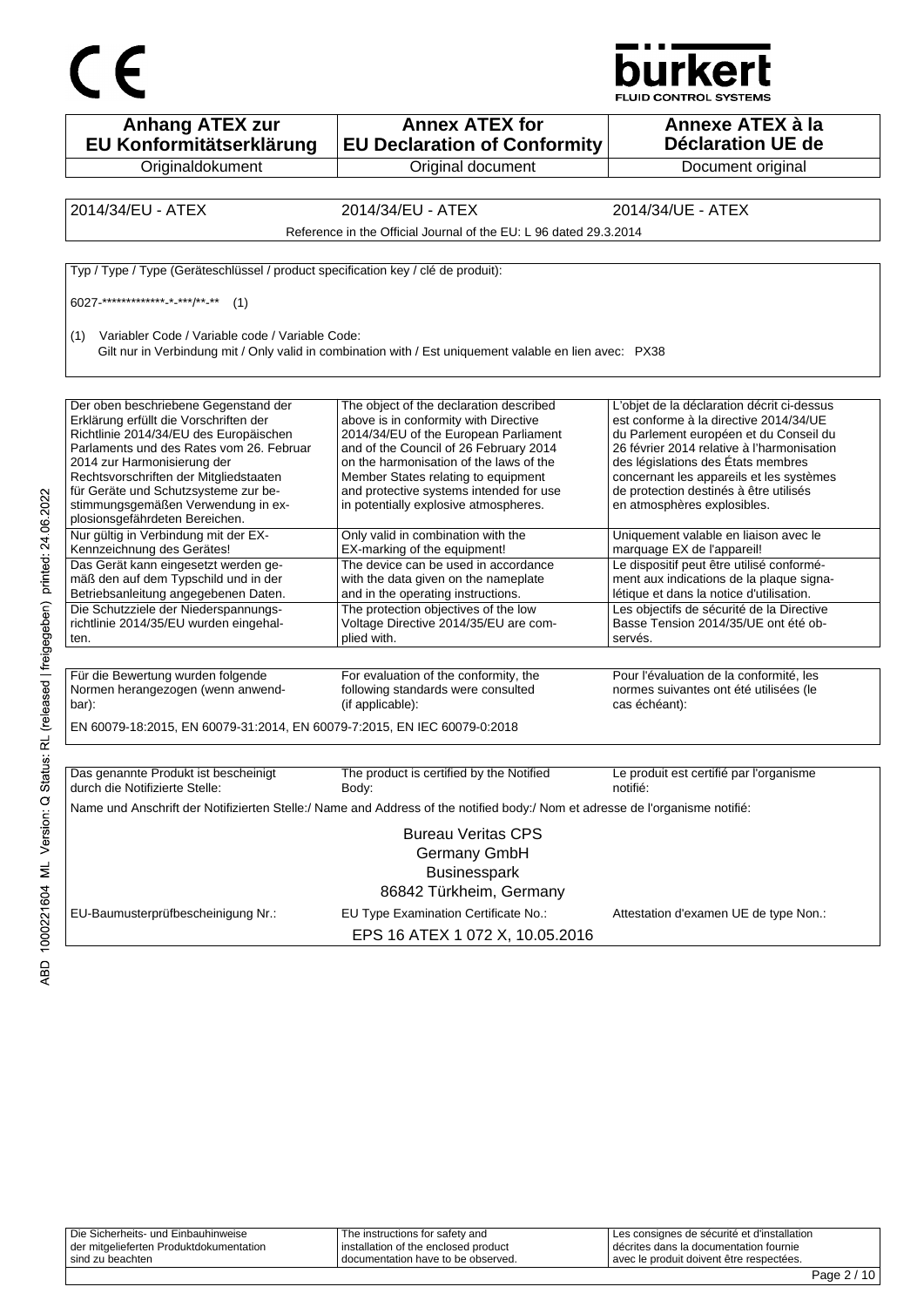CE

bürkert
FLUID CONTROL SYSTEMS

| Anhang ATEX zur EU Konformitätserklärung | Annex ATEX for EU Declaration of Conformity | Annexe ATEX à la Déclaration UE de |
| --- | --- | --- |
| Originaldokument | Original document | Document original |

| 2014/34/EU - ATEX | 2014/34/EU - ATEX | 2014/34/UE - ATEX |
| --- | --- | --- |
| Reference in the Official Journal of the EU: L 96 dated 29.3.2014 | | |

Typ / Type / Type (Geräteschlüssel / product specification key / clé de produit):

6027-*************-*-***/**-** (1)

(1) Variabler Code / Variable code / Variable Code:
Gilt nur in Verbindung mit / Only valid in combination with / Est uniquement valable en lien avec: PX38

| Der oben beschriebene Gegenstand der Erklärung erfüllt die Vorschriften der Richtlinie 2014/34/EU des Europäischen Parlaments und des Rates vom 26. Februar 2014 zur Harmonisierung der Rechtsvorschriften der Mitgliedstaaten für Geräte und Schutzsysteme zur bestimmungsgemäßen Verwendung in explosionsgefährdeten Bereichen. | The object of the declaration described above is in conformity with Directive 2014/34/EU of the European Parliament and of the Council of 26 February 2014 on the harmonisation of the laws of the Member States relating to equipment and protective systems intended for use in potentially explosive atmospheres. | L'objet de la déclaration décrit ci-dessus est conforme à la directive 2014/34/UE du Parlement européen et du Conseil du 26 février 2014 relative à l'harmonisation des législations des États membres concernant les appareils et les systèmes de protection destinés à être utilisés en atmosphères explosibles. |
| --- | --- | --- |
| Nur gültig in Verbindung mit der EX-Kennzeichnung des Gerätes! | Only valid in combination with the EX-marking of the equipment! | Uniquement valable en liaison avec le marquage EX de l'appareil! |
| Das Gerät kann eingesetzt werden gemäß den auf dem Typschild und in der Betriebsanleitung angegebenen Daten. | The device can be used in accordance with the data given on the nameplate and in the operating instructions. | Le dispositif peut être utilisé conformément aux indications de la plaque signalétique et dans la notice d'utilisation. |
| Die Schutzziele der Niederspannungsrichtlinie 2014/35/EU wurden eingehalten. | The protection objectives of the low Voltage Directive 2014/35/EU are complied with. | Les objectifs de sécurité de la Directive Basse Tension 2014/35/UE ont été observés. |

| Für die Bewertung wurden folgende Normen herangezogen (wenn anwendbar): | For evaluation of the conformity, the following standards were consulted (if applicable): | Pour l'évaluation de la conformité, les normes suivantes ont été utilisées (le cas échéant): |
| --- | --- | --- |

EN 60079-18:2015, EN 60079-31:2014, EN 60079-7:2015, EN IEC 60079-0:2018

| Das genannte Produkt ist bescheinigt durch die Notifizierte Stelle: | The product is certified by the Notified Body: | Le produit est certifié par l'organisme notifié: |
| --- | --- | --- |

Name und Anschrift der Notifizierten Stelle:/ Name and Address of the notified body:/ Nom et adresse de l'organisme notifié:

Bureau Veritas CPS
Germany GmbH
Businesspark
86842 Türkheim, Germany

| EU-Baumusterprüfbescheinigung Nr.: | EU Type Examination Certificate No.: | Attestation d'examen UE de type Non.: |
| --- | --- | --- |

EPS 16 ATEX 1 072 X, 10.05.2016

| Die Sicherheits- und Einbauhinweise der mitgelieferten Produktdokumentation sind zu beachten | The instructions for safety and installation of the enclosed product documentation have to be observed. | Les consignes de sécurité et d'installation décrites dans la documentation fournie avec le produit doivent être respectées. |
| --- | --- | --- |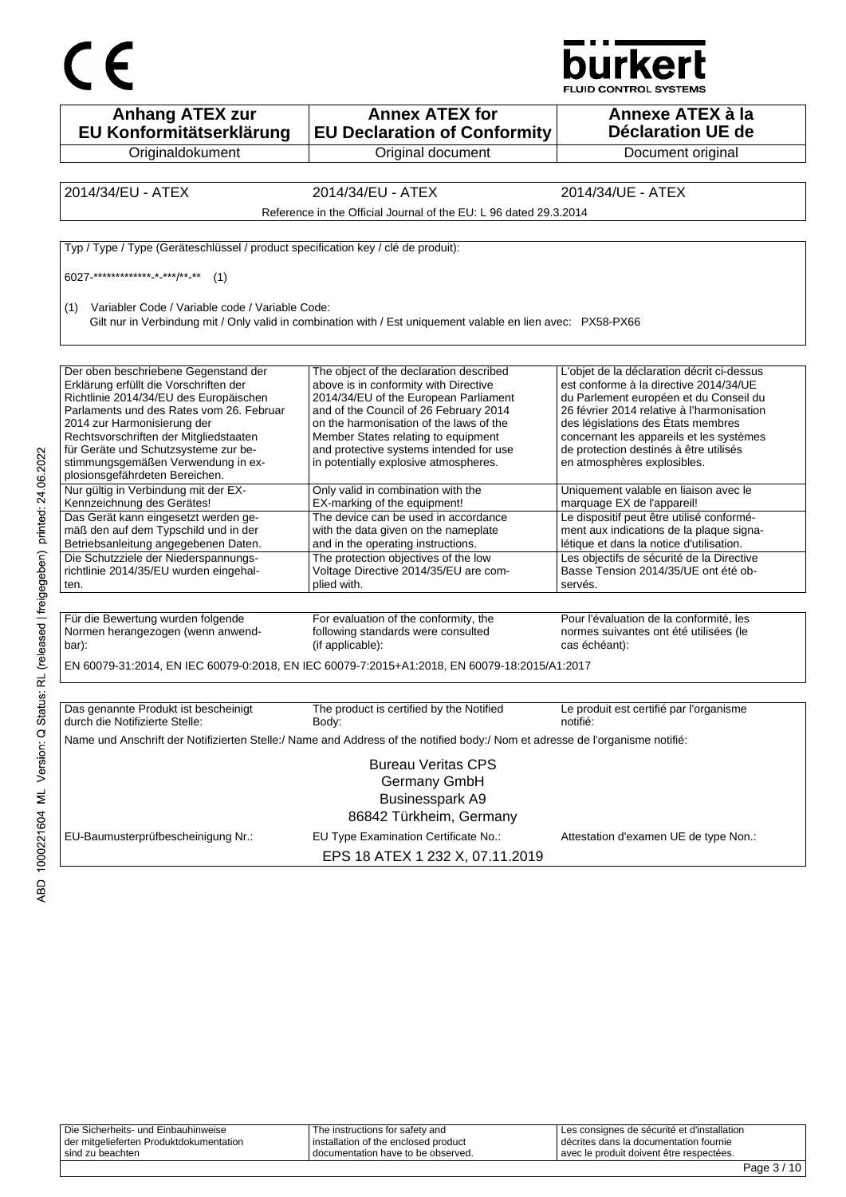CE

bürkert
FLUID CONTROL SYSTEMS

| **Anhang ATEX zur EU Konformitätserklärung** | **Annex ATEX for EU Declaration of Conformity** | **Annexe ATEX à la Déclaration UE de** |
|---|---|---|
| Originaldokument | Original document | Document original |

| 2014/34/EU - ATEX | 2014/34/EU - ATEX | 2014/34/UE - ATEX |
|---|---|---|

Reference in the Official Journal of the EU: L 96 dated 29.3.2014

Typ / Type / Type (Geräteschlüssel / product specification key / clé de produit):

6027-*************-*-***/**-** (1)

(1) Variabler Code / Variable code / Variable Code:
Gilt nur in Verbindung mit / Only valid in combination with / Est uniquement valable en lien avec: PX58-PX66

| Der oben beschriebene Gegenstand der Erklärung erfüllt die Vorschriften der Richtlinie 2014/34/EU des Europäischen Parlaments und des Rates vom 26. Februar 2014 zur Harmonisierung der Rechtsvorschriften der Mitgliedstaaten für Geräte und Schutzsysteme zur bestimmungsgemäßen Verwendung in explosionsgefährdeten Bereichen. | The object of the declaration described above is in conformity with Directive 2014/34/EU of the European Parliament and of the Council of 26 February 2014 on the harmonisation of the laws of the Member States relating to equipment and protective systems intended for use in potentially explosive atmospheres. | L'objet de la déclaration décrit ci-dessus est conforme à la directive 2014/34/UE du Parlement européen et du Conseil du 26 février 2014 relative à l'harmonisation des législations des États membres concernant les appareils et les systèmes de protection destinés à être utilisés en atmosphères explosibles. |
|---|---|---|
| Nur gültig in Verbindung mit der EX-Kennzeichnung des Gerätes! | Only valid in combination with the EX-marking of the equipment! | Uniquement valable en liaison avec le marquage EX de l'appareil! |
| Das Gerät kann eingesetzt werden gemäß den auf dem Typschild und in der Betriebsanleitung angegebenen Daten. | The device can be used in accordance with the data given on the nameplate and in the operating instructions. | Le dispositif peut être utilisé conformément aux indications de la plaque signalétique et dans la notice d'utilisation. |
| Die Schutzziele der Niederspannungsrichtlinie 2014/35/EU wurden eingehalten. | The protection objectives of the low Voltage Directive 2014/35/EU are complied with. | Les objectifs de sécurité de la Directive Basse Tension 2014/35/UE ont été observés. |

| Für die Bewertung wurden folgende Normen herangezogen (wenn anwendbar): | For evaluation of the conformity, the following standards were consulted (if applicable): | Pour l'évaluation de la conformité, les normes suivantes ont été utilisées (le cas échéant): |
|---|---|---|

EN 60079-31:2014, EN IEC 60079-0:2018, EN IEC 60079-7:2015+A1:2018, EN 60079-18:2015/A1:2017

| Das genannte Produkt ist bescheinigt durch die Notifizierte Stelle: | The product is certified by the Notified Body: | Le produit est certifié par l'organisme notifié: |
|---|---|---|

Name und Anschrift der Notifizierten Stelle:/ Name and Address of the notified body:/ Nom et adresse de l'organisme notifié:

Bureau Veritas CPS
Germany GmbH
Businesspark A9
86842 Türkheim, Germany

| EU-Baumusterprüfbescheinigung Nr.: | EU Type Examination Certificate No.: | Attestation d'examen UE de type Non.: |
|---|---|---|

EPS 18 ATEX 1 232 X, 07.11.2019

ABD 1000221604 ML Version: Q Status: RL (released | freigegeben) printed: 24.06.2022

| Die Sicherheits- und Einbauhinweise der mitgelieferten Produktdokumentation sind zu beachten | The instructions for safety and installation of the enclosed product documentation have to be observed. | Les consignes de sécurité et d'installation décrites dans la documentation fournie avec le produit doivent être respectées. |
|---|---|---|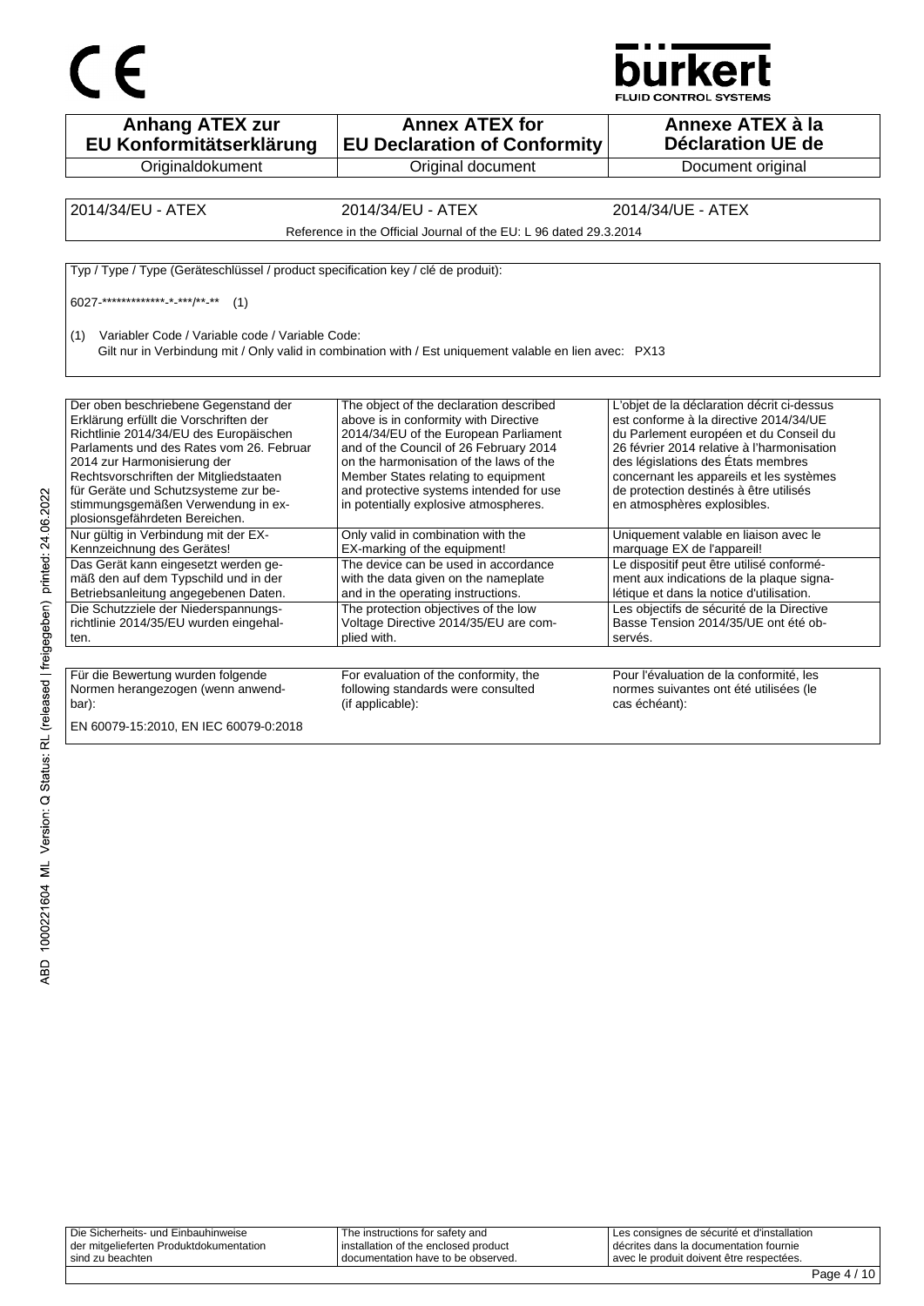| Anhang ATEX zur EU Konformitätserklärung | Annex ATEX for EU Declaration of Conformity | Annexe ATEX à la Déclaration UE de |
|---|---|---|
| Originaldokument | Original document | Document original |

| 2014/34/EU - ATEX | 2014/34/EU - ATEX | 2014/34/UE - ATEX |
|---|---|---|
| Reference in the Official Journal of the EU: L 96 dated 29.3.2014 | | |

Typ / Type / Type (Geräteschlüssel / product specification key / clé de produit):

6027-*************-*-***/**-** (1)

(1) Variabler Code / Variable code / Variable Code:
Gilt nur in Verbindung mit / Only valid in combination with / Est uniquement valable en lien avec: PX13

| Der oben beschriebene Gegenstand der Erklärung erfüllt die Vorschriften der Richtlinie 2014/34/EU des Europäischen Parlaments und des Rates vom 26. Februar 2014 zur Harmonisierung der Rechtsvorschriften der Mitgliedstaaten für Geräte und Schutzsysteme zur bestimmungsgemäßen Verwendung in explosionsgefährdeten Bereichen. | The object of the declaration described above is in conformity with Directive 2014/34/EU of the European Parliament and of the Council of 26 February 2014 on the harmonisation of the laws of the Member States relating to equipment and protective systems intended for use in potentially explosive atmospheres. | L'objet de la déclaration décrit ci-dessus est conforme à la directive 2014/34/UE du Parlement européen et du Conseil du 26 février 2014 relative à l'harmonisation des législations des États membres concernant les appareils et les systèmes de protection destinés à être utilisés en atmosphères explosibles. |
|---|---|---|
| Nur gültig in Verbindung mit der EX-Kennzeichnung des Gerätes! | Only valid in combination with the EX-marking of the equipment! | Uniquement valable en liaison avec le marquage EX de l'appareil! |
| Das Gerät kann eingesetzt werden gemäß den auf dem Typschild und in der Betriebsanleitung angegebenen Daten. | The device can be used in accordance with the data given on the nameplate and in the operating instructions. | Le dispositif peut être utilisé conformément aux indications de la plaque signalétique et dans la notice d'utilisation. |
| Die Schutzziele der Niederspannungsrichtlinie 2014/35/EU wurden eingehalten. | The protection objectives of the low Voltage Directive 2014/35/EU are complied with. | Les objectifs de sécurité de la Directive Basse Tension 2014/35/UE ont été observés. |

| Für die Bewertung wurden folgende Normen herangezogen (wenn anwendbar): | For evaluation of the conformity, the following standards were consulted (if applicable): | Pour l'évaluation de la conformité, les normes suivantes ont été utilisées (le cas échéant): |
|---|---|---|

EN 60079-15:2010, EN IEC 60079-0:2018

| Die Sicherheits- und Einbauhinweise der mitgelieferten Produktdokumentation sind zu beachten | The instructions for safety and installation of the enclosed product documentation have to be observed. | Les consignes de sécurité et d'installation décrites dans la documentation fournie avec le produit doivent être respectées. |
|---|---|---|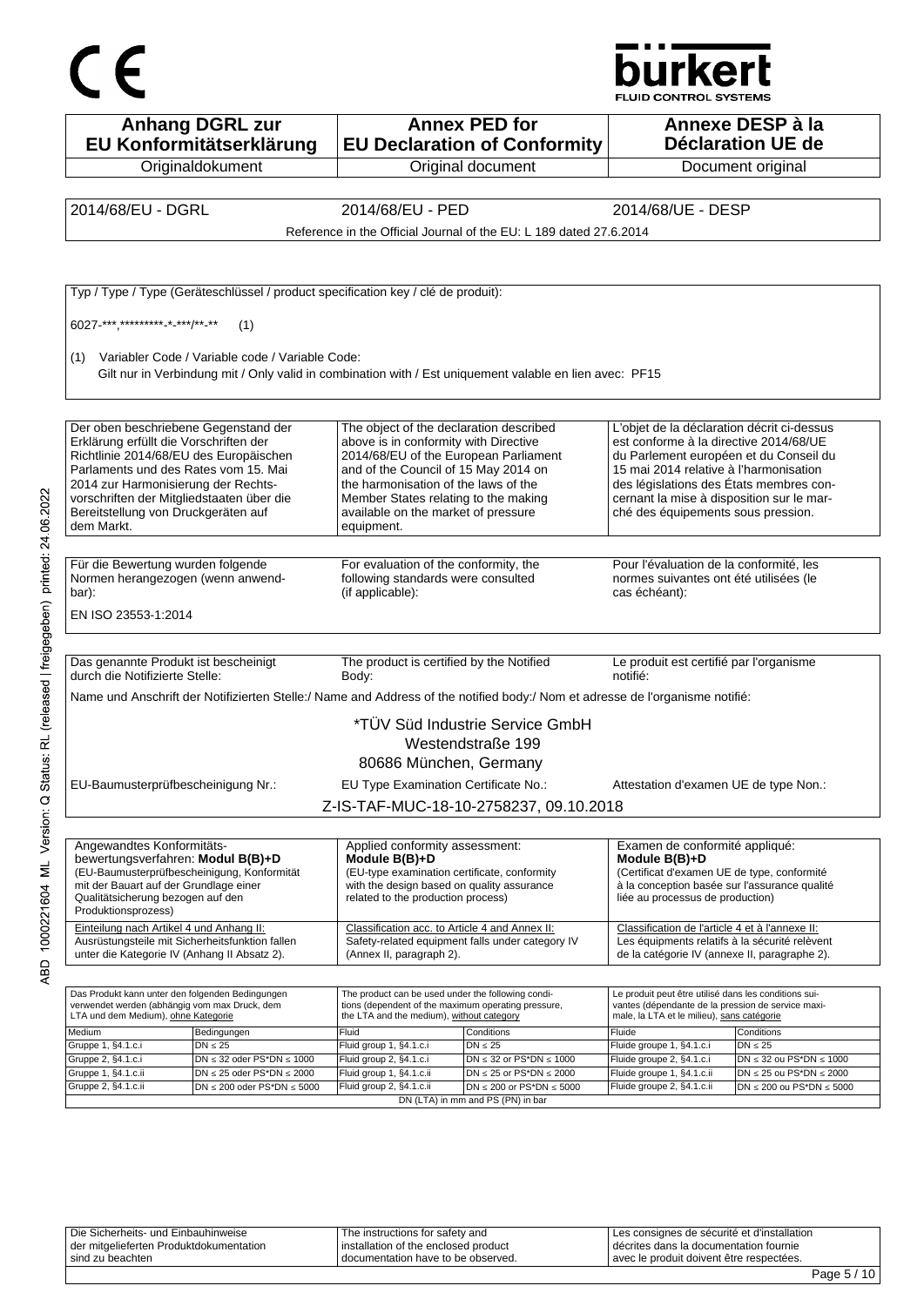CE

**bürkert**
FLUID CONTROL SYSTEMS

| **Anhang DGRL zur EU Konformitätserklärung** | **Annex PED for EU Declaration of Conformity** | **Annexe DESP à la Déclaration UE de** |
|---|---|---|
| Originaldokument | Original document | Document original |

| 2014/68/EU - DGRL | 2014/68/EU - PED | 2014/68/UE - DESP |
|---|---|---|

Reference in the Official Journal of the EU: L 189 dated 27.6.2014

Typ / Type / Type (Geräteschlüssel / product specification key / clé de produit):

6027-***,*********-*-***/**-** (1)

(1) Variabler Code / Variable code / Variable Code:
Gilt nur in Verbindung mit / Only valid in combination with / Est uniquement valable en lien avec: PF15

| Der oben beschriebene Gegenstand der Erklärung erfüllt die Vorschriften der Richtlinie 2014/68/EU des Europäischen Parlaments und des Rates vom 15. Mai 2014 zur Harmonisierung der Rechtsvorschriften der Mitgliedstaaten über die Bereitstellung von Druckgeräten auf dem Markt. | The object of the declaration described above is in conformity with Directive 2014/68/EU of the European Parliament and of the Council of 15 May 2014 on the harmonisation of the laws of the Member States relating to the making available on the market of pressure equipment. | L'objet de la déclaration décrit ci-dessus est conforme à la directive 2014/68/UE du Parlement européen et du Conseil du 15 mai 2014 relative à l'harmonisation des législations des États membres concernant la mise à disposition sur le marché des équipements sous pression. |
|---|---|---|

| Für die Bewertung wurden folgende Normen herangezogen (wenn anwendbar): | For evaluation of the conformity, the following standards were consulted (if applicable): | Pour l'évaluation de la conformité, les normes suivantes ont été utilisées (le cas échéant): |
|---|---|---|

EN ISO 23553-1:2014

| Das genannte Produkt ist bescheinigt durch die Notifizierte Stelle: | The product is certified by the Notified Body: | Le produit est certifié par l'organisme notifié: |
|---|---|---|

Name und Anschrift der Notifizierten Stelle:/ Name and Address of the notified body:/ Nom et adresse de l'organisme notifié:

*TÜV Süd Industrie Service GmbH
Westendstraße 199
80686 München, Germany

| EU-Baumusterprüfbescheinigung Nr.: | EU Type Examination Certificate No.: | Attestation d'examen UE de type Non.: |
|---|---|---|

Z-IS-TAF-MUC-18-10-2758237, 09.10.2018

| Angewandtes Konformitätsbewertungsverfahren: **Modul B(B)+D** (EU-Baumusterprüfbescheinigung, Konformität mit der Bauart auf der Grundlage einer Qualitätsicherung bezogen auf den Produktionsprozess) | Applied conformity assessment: **Module B(B)+D** (EU-type examination certificate, conformity with the design based on quality assurance related to the production process) | Examen de conformité appliqué: **Module B(B)+D** (Certificat d'examen UE de type, conformité à la conception basée sur l'assurance qualité liée au processus de production) |
|---|---|---|
| Einteilung nach Artikel 4 und Anhang II: Ausrüstungsteile mit Sicherheitsfunktion fallen unter die Kategorie IV (Anhang II Absatz 2). | Classification acc. to Article 4 and Annex II: Safety-related equipment falls under category IV (Annex II, paragraph 2). | Classification de l'article 4 et à l'annexe II: Les équipements relatifs à la sécurité relèvent de la catégorie IV (annexe II, paragraphe 2). |

| Das Produkt kann unter den folgenden Bedingungen verwendet werden (abhängig vom max Druck, dem LTA und dem Medium), ohne Kategorie | | The product can be used under the following conditions (dependent of the maximum operating pressure, the LTA and the medium), without category | | Le produit peut être utilisé dans les conditions suivantes (dépendante de la pression de service maximale, la LTA et le milieu), sans catégorie | |
|---|---|---|---|---|---|
| Medium | Bedingungen | Fluid | Conditions | Fluide | Conditions |
| Gruppe 1, §4.1.c.i | DN ≤ 25 | Fluid group 1, §4.1.c.i | DN ≤ 25 | Fluide groupe 1, §4.1.c.i | DN ≤ 25 |
| Gruppe 2, §4.1.c.i | DN ≤ 32 oder PS*DN ≤ 1000 | Fluid group 2, §4.1.c.i | DN ≤ 32 or PS*DN ≤ 1000 | Fluide groupe 2, §4.1.c.i | DN ≤ 32 ou PS*DN ≤ 1000 |
| Gruppe 1, §4.1.c.ii | DN ≤ 25 oder PS*DN ≤ 2000 | Fluid group 1, §4.1.c.ii | DN ≤ 25 or PS*DN ≤ 2000 | Fluide groupe 1, §4.1.c.ii | DN ≤ 25 ou PS*DN ≤ 2000 |
| Gruppe 2, §4.1.c.ii | DN ≤ 200 oder PS*DN ≤ 5000 | Fluid group 2, §4.1.c.ii | DN ≤ 200 or PS*DN ≤ 5000 | Fluide groupe 2, §4.1.c.ii | DN ≤ 200 ou PS*DN ≤ 5000 |

DN (LTA) in mm and PS (PN) in bar

| Die Sicherheits- und Einbauhinweise der mitgelieferten Produktdokumentation sind zu beachten | The instructions for safety and installation of the enclosed product documentation have to be observed. | Les consignes de sécurité et d'installation décrites dans la documentation fournie avec le produit doivent être respectées. |
|---|---|---|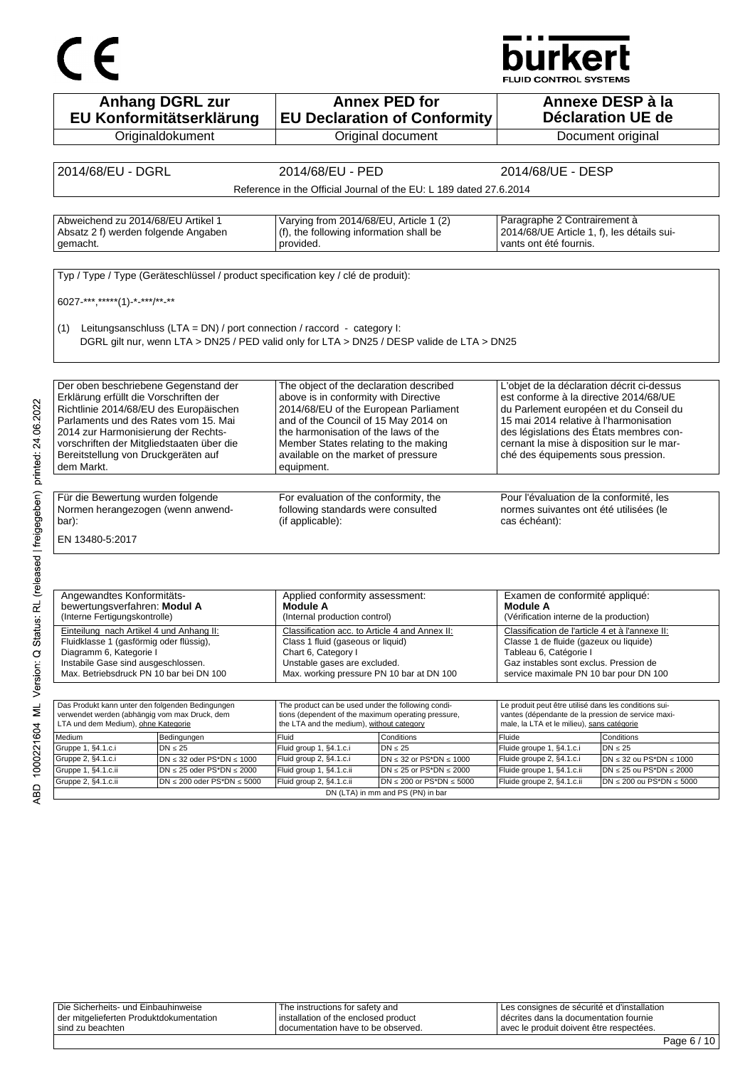CE

bürkert
FLUID CONTROL SYSTEMS

| Anhang DGRL zur EU Konformitätserklärung | Annex PED for EU Declaration of Conformity | Annexe DESP à la Déclaration UE de |
|---|---|---|
| Originaldokument | Original document | Document original |

| 2014/68/EU - DGRL | 2014/68/EU - PED | 2014/68/UE - DESP |
|---|---|---|
| | Reference in the Official Journal of the EU: L 189 dated 27.6.2014 | |

| Abweichend zu 2014/68/EU Artikel 1 Absatz 2 f) werden folgende Angaben gemacht. | Varying from 2014/68/EU, Article 1 (2) (f), the following information shall be provided. | Paragraphe 2 Contrairement à 2014/68/UE Article 1, f), les détails suivants ont été fournis. |
|---|---|---|

Typ / Type / Type (Geräteschlüssel / product specification key / clé de produit):

6027-***,*****(1)-*-***/**-**

(1) Leitungsanschluss (LTA = DN) / port connection / raccord - category I:
DGRL gilt nur, wenn LTA > DN25 / PED valid only for LTA > DN25 / DESP valide de LTA > DN25

| Der oben beschriebene Gegenstand der Erklärung erfüllt die Vorschriften der Richtlinie 2014/68/EU des Europäischen Parlaments und des Rates vom 15. Mai 2014 zur Harmonisierung der Rechtsvorschriften der Mitgliedstaaten über die Bereitstellung von Druckgeräten auf dem Markt. | The object of the declaration described above is in conformity with Directive 2014/68/EU of the European Parliament and of the Council of 15 May 2014 on the harmonisation of the laws of the Member States relating to the making available on the market of pressure equipment. | L'objet de la déclaration décrit ci-dessus est conforme à la directive 2014/68/UE du Parlement européen et du Conseil du 15 mai 2014 relative à l'harmonisation des législations des États membres concernant la mise à disposition sur le marché des équipements sous pression. |
|---|---|---|

| Für die Bewertung wurden folgende Normen herangezogen (wenn anwendbar): | For evaluation of the conformity, the following standards were consulted (if applicable): | Pour l'évaluation de la conformité, les normes suivantes ont été utilisées (le cas échéant): |
|---|---|---|

EN 13480-5:2017

| Angewandtes Konformitätsbewertungsverfahren: **Modul A** (Interne Fertigungskontrolle) | Applied conformity assessment: **Module A** (Internal production control) | Examen de conformité appliqué: **Module A** (Vérification interne de la production) |
|---|---|---|
| Einteilung nach Artikel 4 und Anhang II: Fluidklasse 1 (gasförmig oder flüssig), Diagramm 6, Kategorie I Instabile Gase sind ausgeschlossen. Max. Betriebsdruck PN 10 bar bei DN 100 | Classification acc. to Article 4 and Annex II: Class 1 fluid (gaseous or liquid) Chart 6, Category I Unstable gases are excluded. Max. working pressure PN 10 bar at DN 100 | Classification de l'article 4 et à l'annexe II: Classe 1 de fluide (gazeux ou liquide) Tableau 6, Catégorie I Gaz instables sont exclus. Pression de service maximale PN 10 bar pour DN 100 |

| Das Produkt kann unter den folgenden Bedingungen verwendet werden (abhängig vom max Druck, dem LTA und dem Medium), ohne Kategorie | | The product can be used under the following conditions (dependent of the maximum operating pressure, the LTA and the medium), without category | | Le produit peut être utilisé dans les conditions suivantes (dépendante de la pression de service maximale, la LTA et le milieu), sans catégorie | |
|---|---|---|---|---|---|
| Medium | Bedingungen | Fluid | Conditions | Fluide | Conditions |
| Gruppe 1, §4.1.c.i | DN ≤ 25 | Fluid group 1, §4.1.c.i | DN ≤ 25 | Fluide groupe 1, §4.1.c.i | DN ≤ 25 |
| Gruppe 2, §4.1.c.i | DN ≤ 32 oder PS*DN ≤ 1000 | Fluid group 2, §4.1.c.i | DN ≤ 32 or PS*DN ≤ 1000 | Fluide groupe 2, §4.1.c.i | DN ≤ 32 ou PS*DN ≤ 1000 |
| Gruppe 1, §4.1.c.ii | DN ≤ 25 oder PS*DN ≤ 2000 | Fluid group 1, §4.1.c.ii | DN ≤ 25 or PS*DN ≤ 2000 | Fluide groupe 1, §4.1.c.ii | DN ≤ 25 ou PS*DN ≤ 2000 |
| Gruppe 2, §4.1.c.ii | DN ≤ 200 oder PS*DN ≤ 5000 | Fluid group 2, §4.1.c.ii | DN ≤ 200 or PS*DN ≤ 5000 | Fluide groupe 2, §4.1.c.ii | DN ≤ 200 ou PS*DN ≤ 5000 |
| | | DN (LTA) in mm and PS (PN) in bar | | | |

| Die Sicherheits- und Einbauhinweise der mitgelieferten Produktdokumentation sind zu beachten | The instructions for safety and installation of the enclosed product documentation have to be observed. | Les consignes de sécurité et d'installation décrites dans la documentation fournie avec le produit doivent être respectées. |
|---|---|---|

ABD 1000221604 ML Version: Q Status: RL (released | freigegeben) printed: 24.06.2022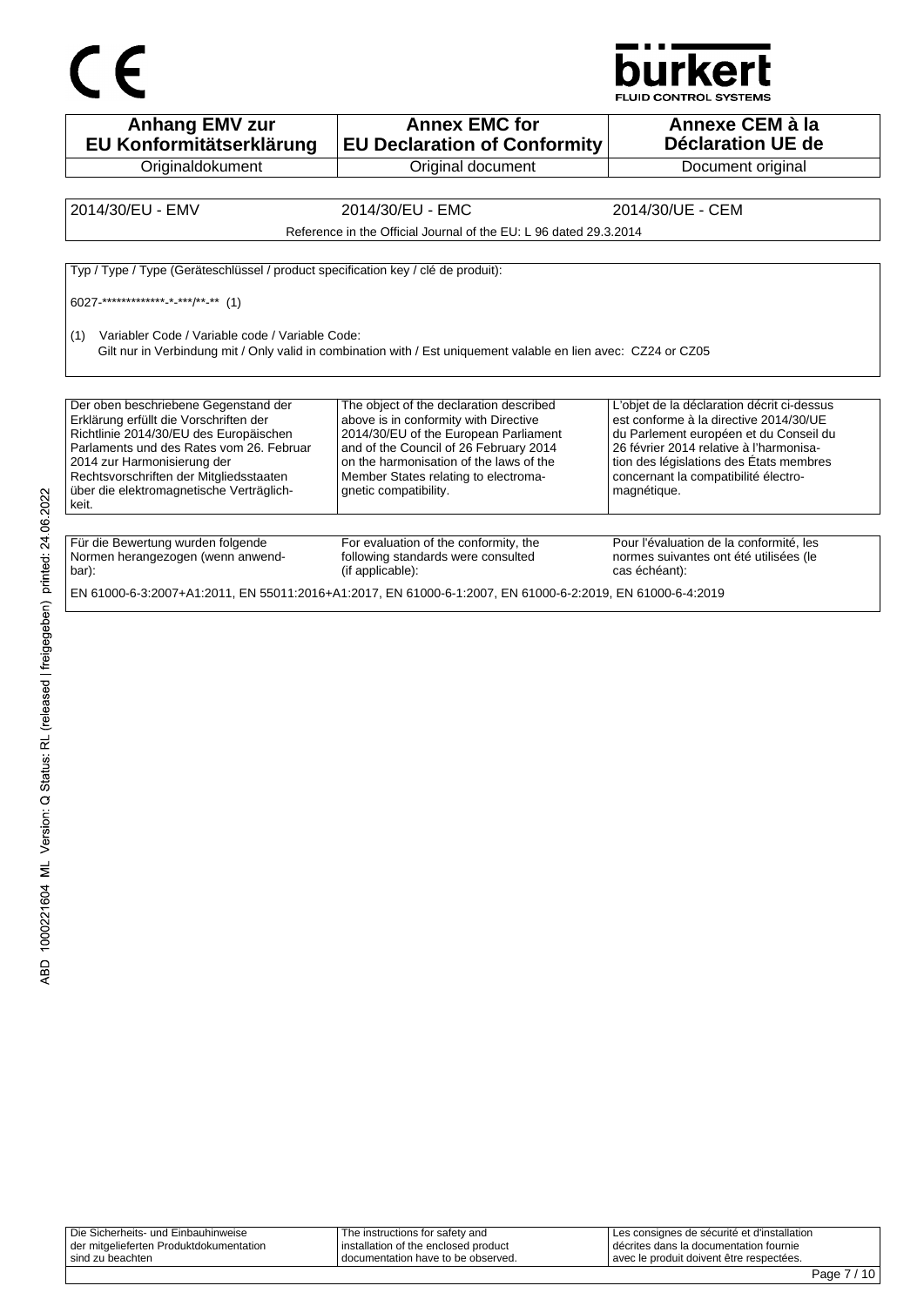| Anhang EMV zur EU Konformitätserklärung | Annex EMC for EU Declaration of Conformity | Annexe CEM à la Déclaration UE de |
|---|---|---|
| Originaldokument | Original document | Document original |

| 2014/30/EU - EMV | 2014/30/EU - EMC | 2014/30/UE - CEM |
|---|---|---|
| | Reference in the Official Journal of the EU: L 96 dated 29.3.2014 | |

Typ / Type / Type (Geräteschlüssel / product specification key / clé de produit):

6027-*************-*-***/**-** (1)

(1) Variabler Code / Variable code / Variable Code:
Gilt nur in Verbindung mit / Only valid in combination with / Est uniquement valable en lien avec: CZ24 or CZ05

| Der oben beschriebene Gegenstand der Erklärung erfüllt die Vorschriften der Richtlinie 2014/30/EU des Europäischen Parlaments und des Rates vom 26. Februar 2014 zur Harmonisierung der Rechtsvorschriften der Mitgliedsstaaten über die elektromagnetische Verträglichkeit. | The object of the declaration described above is in conformity with Directive 2014/30/EU of the European Parliament and of the Council of 26 February 2014 on the harmonisation of the laws of the Member States relating to electromagnetic compatibility. | L'objet de la déclaration décrit ci-dessus est conforme à la directive 2014/30/UE du Parlement européen et du Conseil du 26 février 2014 relative à l'harmonisation des législations des États membres concernant la compatibilité électromagnétique. |
|---|---|---|

| Für die Bewertung wurden folgende Normen herangezogen (wenn anwendbar): | For evaluation of the conformity, the following standards were consulted (if applicable): | Pour l'évaluation de la conformité, les normes suivantes ont été utilisées (le cas échéant): |
|---|---|---|

EN 61000-6-3:2007+A1:2011, EN 55011:2016+A1:2017, EN 61000-6-1:2007, EN 61000-6-2:2019, EN 61000-6-4:2019

| Die Sicherheits- und Einbauhinweise der mitgelieferten Produktdokumentation sind zu beachten | The instructions for safety and installation of the enclosed product documentation have to be observed. | Les consignes de sécurité et d'installation décrites dans la documentation fournie avec le produit doivent être respectées. |
|---|---|---|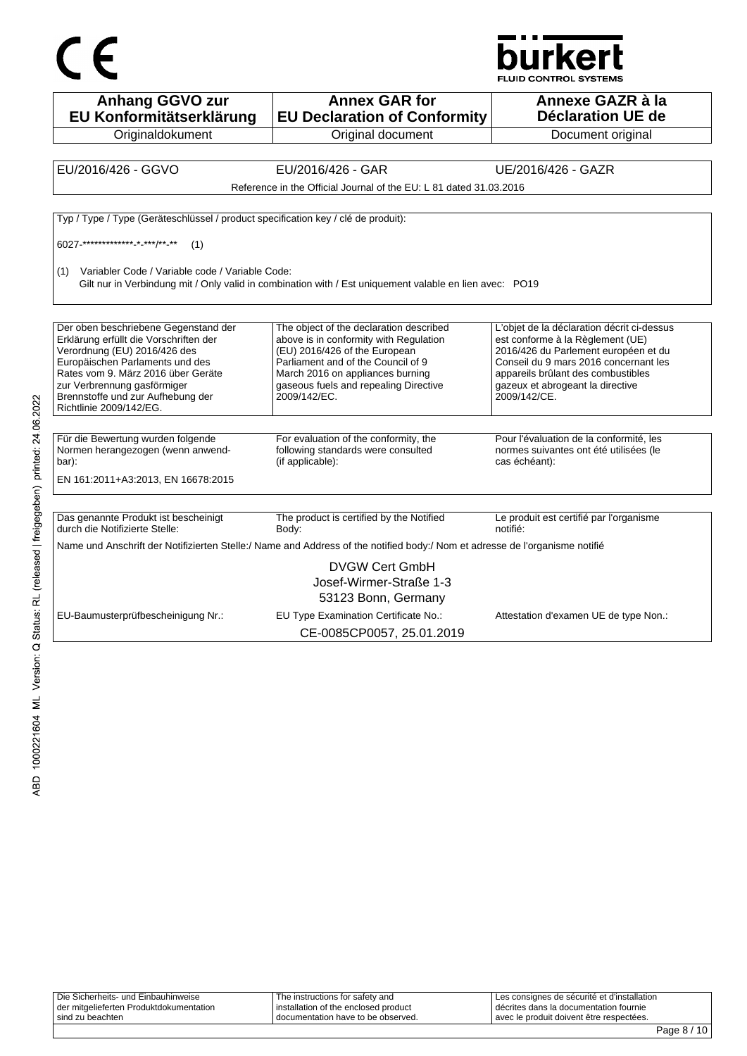CE

bürkert
FLUID CONTROL SYSTEMS

| Anhang GGVO zur EU Konformitätserklärung | Annex GAR for EU Declaration of Conformity | Annexe GAZR à la Déclaration UE de |
|---|---|---|
| Originaldokument | Original document | Document original |

| EU/2016/426 - GGVO | EU/2016/426 - GAR | UE/2016/426 - GAZR |
|---|---|---|
| | Reference in the Official Journal of the EU: L 81 dated 31.03.2016 | |

Typ / Type / Type (Geräteschlüssel / product specification key / clé de produit):

6027-*************-*-***/**-** (1)

(1) Variabler Code / Variable code / Variable Code:
Gilt nur in Verbindung mit / Only valid in combination with / Est uniquement valable en lien avec: PO19

| Der oben beschriebene Gegenstand der Erklärung erfüllt die Vorschriften der Verordnung (EU) 2016/426 des Europäischen Parlaments und des Rates vom 9. März 2016 über Geräte zur Verbrennung gasförmiger Brennstoffe und zur Aufhebung der Richtlinie 2009/142/EG. | The object of the declaration described above is in conformity with Regulation (EU) 2016/426 of the European Parliament and of the Council of 9 March 2016 on appliances burning gaseous fuels and repealing Directive 2009/142/EC. | L'objet de la déclaration décrit ci-dessus est conforme à la Règlement (UE) 2016/426 du Parlement européen et du Conseil du 9 mars 2016 concernant les appareils brûlant des combustibles gazeux et abrogeant la directive 2009/142/CE. |
|---|---|---|

| Für die Bewertung wurden folgende Normen herangezogen (wenn anwendbar): | For evaluation of the conformity, the following standards were consulted (if applicable): | Pour l'évaluation de la conformité, les normes suivantes ont été utilisées (le cas échéant): |
|---|---|---|

EN 161:2011+A3:2013, EN 16678:2015

| Das genannte Produkt ist bescheinigt durch die Notifizierte Stelle: | The product is certified by the Notified Body: | Le produit est certifié par l'organisme notifié: |
|---|---|---|

Name und Anschrift der Notifizierten Stelle:/ Name and Address of the notified body:/ Nom et adresse de l'organisme notifié

DVGW Cert GmbH
Josef-Wirmer-Straße 1-3
53123 Bonn, Germany

| EU-Baumusterprüfbescheinigung Nr.: | EU Type Examination Certificate No.: | Attestation d'examen UE de type Non.: |
|---|---|---|

CE-0085CP0057, 25.01.2019

| Die Sicherheits- und Einbauhinweise der mitgelieferten Produktdokumentation sind zu beachten | The instructions for safety and installation of the enclosed product documentation have to be observed. | Les consignes de sécurité et d'installation décrites dans la documentation fournie avec le produit doivent être respectées. |
|---|---|---|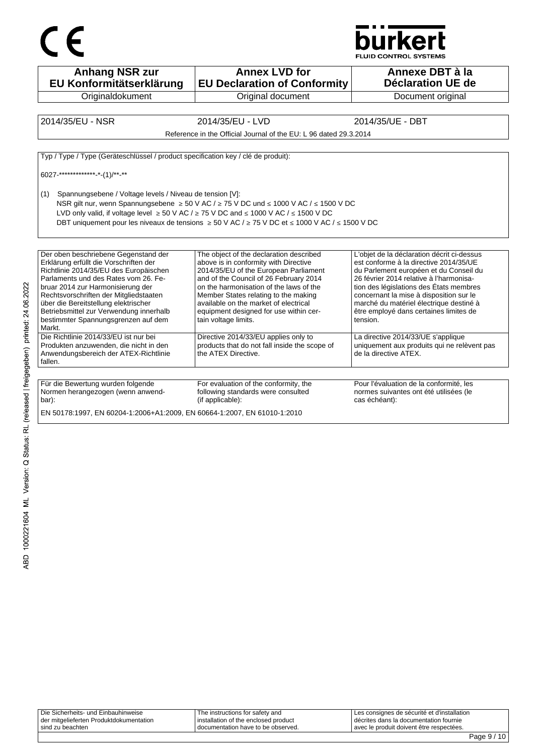CE

bürkert
FLUID CONTROL SYSTEMS

| Anhang NSR zur EU Konformitätserklärung | Annex LVD for EU Declaration of Conformity | Annexe DBT à la Déclaration UE de |
|---|---|---|
| Originaldokument | Original document | Document original |

| 2014/35/EU - NSR | 2014/35/EU - LVD | 2014/35/UE - DBT |
|---|---|---|

Reference in the Official Journal of the EU: L 96 dated 29.3.2014

Typ / Type / Type (Geräteschlüssel / product specification key / clé de produit):

6027-*************-*-(1)/**-**

(1) Spannungsebene / Voltage levels / Niveau de tension [V]:
NSR gilt nur, wenn Spannungsebene ≥ 50 V AC / ≥ 75 V DC und ≤ 1000 V AC / ≤ 1500 V DC
LVD only valid, if voltage level ≥ 50 V AC / ≥ 75 V DC and ≤ 1000 V AC / ≤ 1500 V DC
DBT uniquement pour les niveaux de tensions ≥ 50 V AC / ≥ 75 V DC et ≤ 1000 V AC / ≤ 1500 V DC

| Der oben beschriebene Gegenstand der Erklärung erfüllt die Vorschriften der Richtlinie 2014/35/EU des Europäischen Parlaments und des Rates vom 26. Februar 2014 zur Harmonisierung der Rechtsvorschriften der Mitgliedstaaten über die Bereitstellung elektrischer Betriebsmittel zur Verwendung innerhalb bestimmter Spannungsgrenzen auf dem Markt. | The object of the declaration described above is in conformity with Directive 2014/35/EU of the European Parliament and of the Council of 26 February 2014 on the harmonisation of the laws of the Member States relating to the making available on the market of electrical equipment designed for use within certain voltage limits. | L'objet de la déclaration décrit ci-dessus est conforme à la directive 2014/35/UE du Parlement européen et du Conseil du 26 février 2014 relative à l'harmonisation des législations des États membres concernant la mise à disposition sur le marché du matériel électrique destiné à être employé dans certaines limites de tension. |
|---|---|---|
| Die Richtlinie 2014/33/EU ist nur bei Produkten anzuwenden, die nicht in den Anwendungsbereich der ATEX-Richtlinie fallen. | Directive 2014/33/EU applies only to products that do not fall inside the scope of the ATEX Directive. | La directive 2014/33/UE s'applique uniquement aux produits qui ne relèvent pas de la directive ATEX. |

| Für die Bewertung wurden folgende Normen herangezogen (wenn anwendbar): | For evaluation of the conformity, the following standards were consulted (if applicable): | Pour l'évaluation de la conformité, les normes suivantes ont été utilisées (le cas échéant): |
|---|---|---|

EN 50178:1997, EN 60204-1:2006+A1:2009, EN 60664-1:2007, EN 61010-1:2010

| Die Sicherheits- und Einbauhinweise der mitgelieferten Produktdokumentation sind zu beachten | The instructions for safety and installation of the enclosed product documentation have to be observed. | Les consignes de sécurité et d'installation décrites dans la documentation fournie avec le produit doivent être respectées. |
|---|---|---|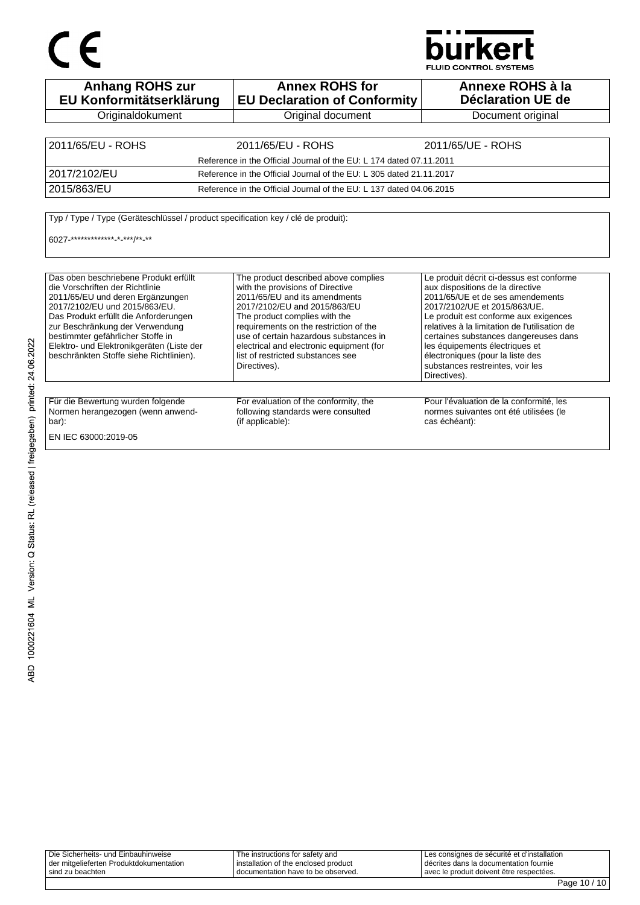| Anhang ROHS zur EU Konformitätserklärung | Annex ROHS for EU Declaration of Conformity | Annexe ROHS à la Déclaration UE de |
|---|---|---|
| Originaldokument | Original document | Document original |

| | | |
|---|---|---|
| 2011/65/EU - ROHS | 2011/65/EU - ROHS | 2011/65/UE - ROHS |
| | Reference in the Official Journal of the EU: L 174 dated 07.11.2011 | |
| 2017/2102/EU | Reference in the Official Journal of the EU: L 305 dated 21.11.2017 | |
| 2015/863/EU | Reference in the Official Journal of the EU: L 137 dated 04.06.2015 | |

Typ / Type / Type (Geräteschlüssel / product specification key / clé de produit):

6027-*************-*-***/**-**

| | | |
|---|---|---|
| Das oben beschriebene Produkt erfüllt die Vorschriften der Richtlinie 2011/65/EU und deren Ergänzungen 2017/2102/EU und 2015/863/EU. Das Produkt erfüllt die Anforderungen zur Beschränkung der Verwendung bestimmter gefährlicher Stoffe in Elektro- und Elektronikgeräten (Liste der beschränkten Stoffe siehe Richtlinien). | The product described above complies with the provisions of Directive 2011/65/EU and its amendments 2017/2102/EU and 2015/863/EU The product complies with the requirements on the restriction of the use of certain hazardous substances in electrical and electronic equipment (for list of restricted substances see Directives). | Le produit décrit ci-dessus est conforme aux dispositions de la directive 2011/65/UE et de ses amendements 2017/2102/UE et 2015/863/UE. Le produit est conforme aux exigences relatives à la limitation de l'utilisation de certaines substances dangereuses dans les équipements électriques et électroniques (pour la liste des substances restreintes, voir les Directives). |

| | | |
|---|---|---|
| Für die Bewertung wurden folgende Normen herangezogen (wenn anwendbar): | For evaluation of the conformity, the following standards were consulted (if applicable): | Pour l'évaluation de la conformité, les normes suivantes ont été utilisées (le cas échéant): |
| EN IEC 63000:2019-05 | | |

ABD 1000221604 ML Version: Q Status: RL (released | freigegeben) printed: 24.06.2022

| | | |
|---|---|---|
| Die Sicherheits- und Einbauhinweise der mitgelieferten Produktdokumentation sind zu beachten | The instructions for safety and installation of the enclosed product documentation have to be observed. | Les consignes de sécurité et d'installation décrites dans la documentation fournie avec le produit doivent être respectées. |